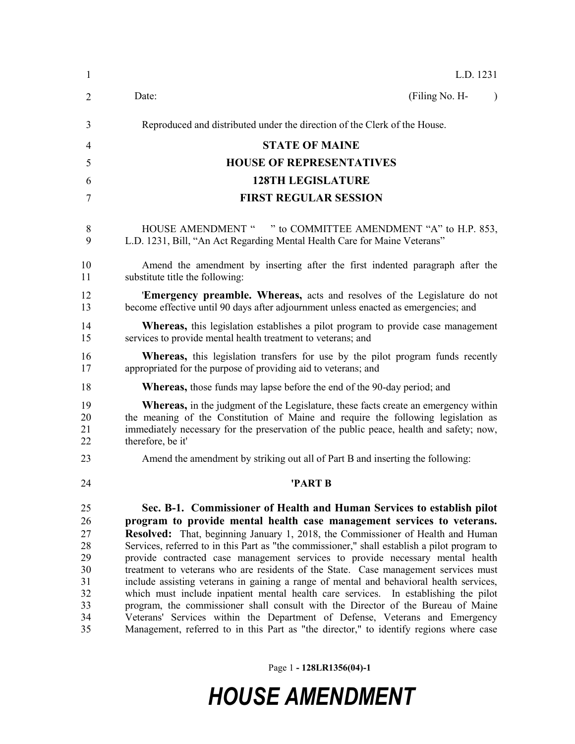L.D. 1231

Date: (Filing No. H- )

Reproduced and distributed under the direction of the Clerk of the House.

# STATE OF MAINE
## HOUSE OF REPRESENTATIVES
## 128TH LEGISLATURE
## FIRST REGULAR SESSION

HOUSE AMENDMENT " " to COMMITTEE AMENDMENT "A" to H.P. 853, L.D. 1231, Bill, "An Act Regarding Mental Health Care for Maine Veterans"

Amend the amendment by inserting after the first indented paragraph after the substitute title the following:

'**Emergency preamble. Whereas,** acts and resolves of the Legislature do not become effective until 90 days after adjournment unless enacted as emergencies; and

**Whereas,** this legislation establishes a pilot program to provide case management services to provide mental health treatment to veterans; and

**Whereas,** this legislation transfers for use by the pilot program funds recently appropriated for the purpose of providing aid to veterans; and

**Whereas,** those funds may lapse before the end of the 90-day period; and

**Whereas,** in the judgment of the Legislature, these facts create an emergency within the meaning of the Constitution of Maine and require the following legislation as immediately necessary for the preservation of the public peace, health and safety; now, therefore, be it'

Amend the amendment by striking out all of Part B and inserting the following:

**'PART B**

**Sec. B-1. Commissioner of Health and Human Services to establish pilot program to provide mental health case management services to veterans. Resolved:** That, beginning January 1, 2018, the Commissioner of Health and Human Services, referred to in this Part as "the commissioner," shall establish a pilot program to provide contracted case management services to provide necessary mental health treatment to veterans who are residents of the State. Case management services must include assisting veterans in gaining a range of mental and behavioral health services, which must include inpatient mental health care services. In establishing the pilot program, the commissioner shall consult with the Director of the Bureau of Maine Veterans' Services within the Department of Defense, Veterans and Emergency Management, referred to in this Part as "the director," to identify regions where case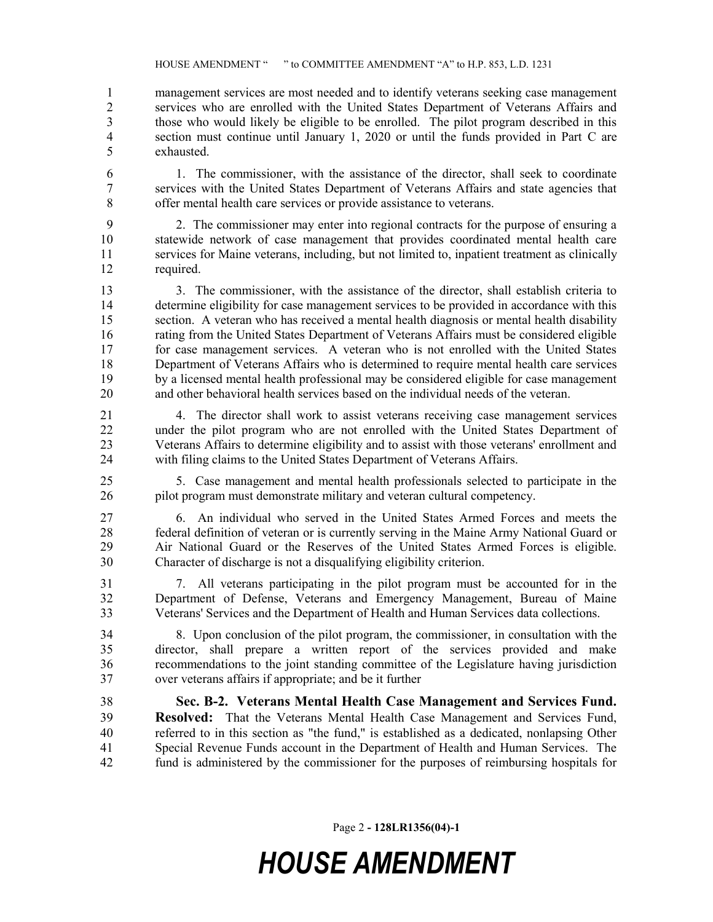management services are most needed and to identify veterans seeking case management services who are enrolled with the United States Department of Veterans Affairs and those who would likely be eligible to be enrolled. The pilot program described in this section must continue until January 1, 2020 or until the funds provided in Part C are exhausted.

1. The commissioner, with the assistance of the director, shall seek to coordinate services with the United States Department of Veterans Affairs and state agencies that offer mental health care services or provide assistance to veterans.

2. The commissioner may enter into regional contracts for the purpose of ensuring a statewide network of case management that provides coordinated mental health care services for Maine veterans, including, but not limited to, inpatient treatment as clinically required.

3. The commissioner, with the assistance of the director, shall establish criteria to determine eligibility for case management services to be provided in accordance with this section. A veteran who has received a mental health diagnosis or mental health disability rating from the United States Department of Veterans Affairs must be considered eligible for case management services. A veteran who is not enrolled with the United States Department of Veterans Affairs who is determined to require mental health care services by a licensed mental health professional may be considered eligible for case management and other behavioral health services based on the individual needs of the veteran.

4. The director shall work to assist veterans receiving case management services under the pilot program who are not enrolled with the United States Department of Veterans Affairs to determine eligibility and to assist with those veterans' enrollment and with filing claims to the United States Department of Veterans Affairs.

5. Case management and mental health professionals selected to participate in the pilot program must demonstrate military and veteran cultural competency.

6. An individual who served in the United States Armed Forces and meets the federal definition of veteran or is currently serving in the Maine Army National Guard or Air National Guard or the Reserves of the United States Armed Forces is eligible. Character of discharge is not a disqualifying eligibility criterion.

7. All veterans participating in the pilot program must be accounted for in the Department of Defense, Veterans and Emergency Management, Bureau of Maine Veterans' Services and the Department of Health and Human Services data collections.

8. Upon conclusion of the pilot program, the commissioner, in consultation with the director, shall prepare a written report of the services provided and make recommendations to the joint standing committee of the Legislature having jurisdiction over veterans affairs if appropriate; and be it further

**Sec. B-2. Veterans Mental Health Case Management and Services Fund. Resolved:** That the Veterans Mental Health Case Management and Services Fund, referred to in this section as "the fund," is established as a dedicated, nonlapsing Other Special Revenue Funds account in the Department of Health and Human Services. The fund is administered by the commissioner for the purposes of reimbursing hospitals for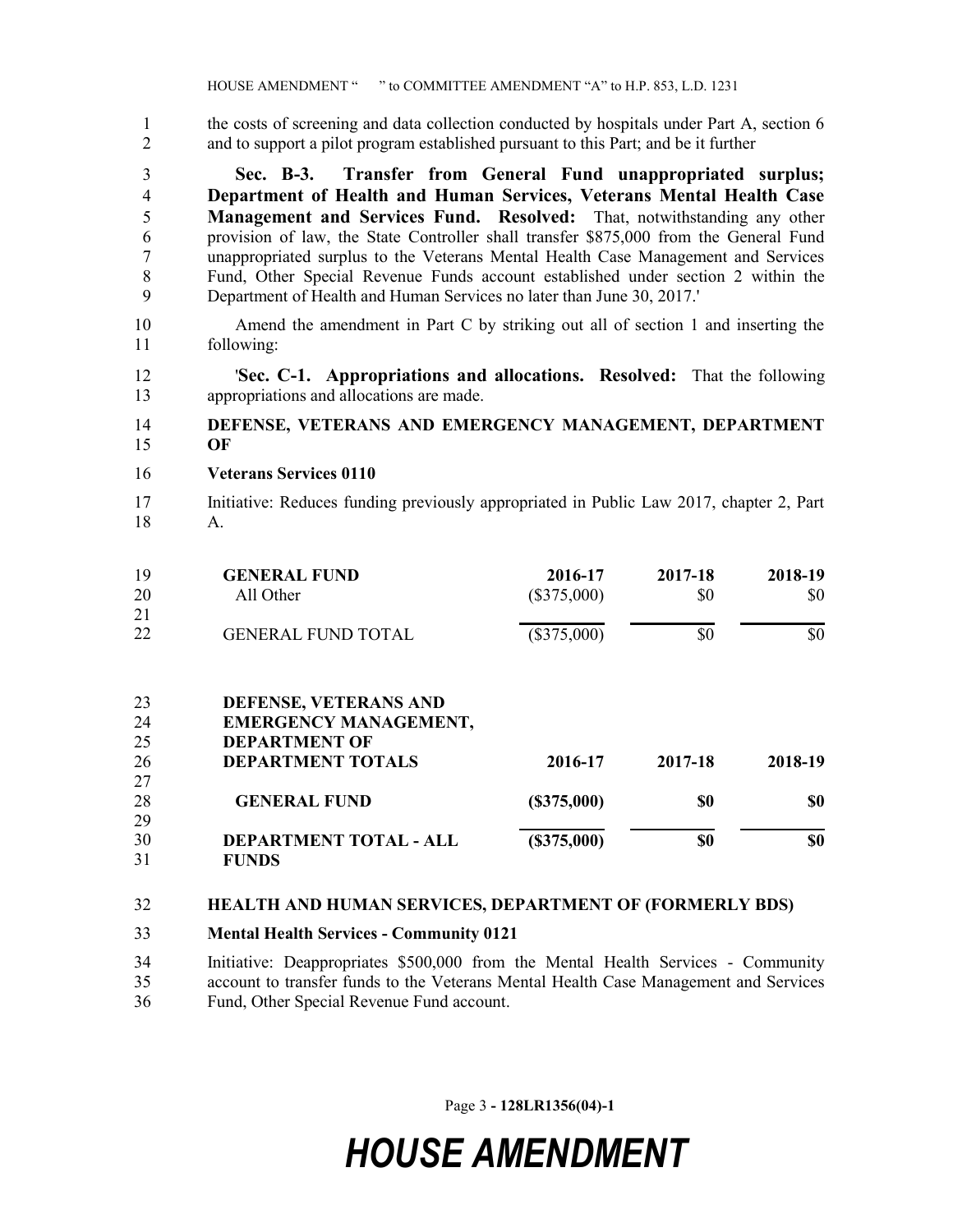the costs of screening and data collection conducted by hospitals under Part A, section 6 and to support a pilot program established pursuant to this Part; and be it further

**Sec. B-3. Transfer from General Fund unappropriated surplus; Department of Health and Human Services, Veterans Mental Health Case Management and Services Fund. Resolved:** That, notwithstanding any other provision of law, the State Controller shall transfer $875,000 from the General Fund unappropriated surplus to the Veterans Mental Health Case Management and Services Fund, Other Special Revenue Funds account established under section 2 within the Department of Health and Human Services no later than June 30, 2017.'

Amend the amendment in Part C by striking out all of section 1 and inserting the following:

'**Sec. C-1. Appropriations and allocations. Resolved:** That the following appropriations and allocations are made.

**DEFENSE, VETERANS AND EMERGENCY MANAGEMENT, DEPARTMENT OF**

**Veterans Services 0110**

Initiative: Reduces funding previously appropriated in Public Law 2017, chapter 2, Part A.

| **GENERAL FUND** | **2016-17** | **2017-18** | **2018-19** |
|---|---|---|---|
| All Other | ($375,000) | $0 | $0 |
| GENERAL FUND TOTAL | ($375,000) | $0 | $0 |

| **DEFENSE, VETERANS AND EMERGENCY MANAGEMENT, DEPARTMENT OF DEPARTMENT TOTALS** | **2016-17** | **2017-18** | **2018-19** |
|---|---|---|---|
| **GENERAL FUND** | **($375,000)** | **$0** | **$0** |
| **DEPARTMENT TOTAL - ALL FUNDS** | **($375,000)** | **$0** | **$0** |

**HEALTH AND HUMAN SERVICES, DEPARTMENT OF (FORMERLY BDS)**

**Mental Health Services - Community 0121**

Initiative: Deappropriates $500,000 from the Mental Health Services - Community account to transfer funds to the Veterans Mental Health Case Management and Services Fund, Other Special Revenue Fund account.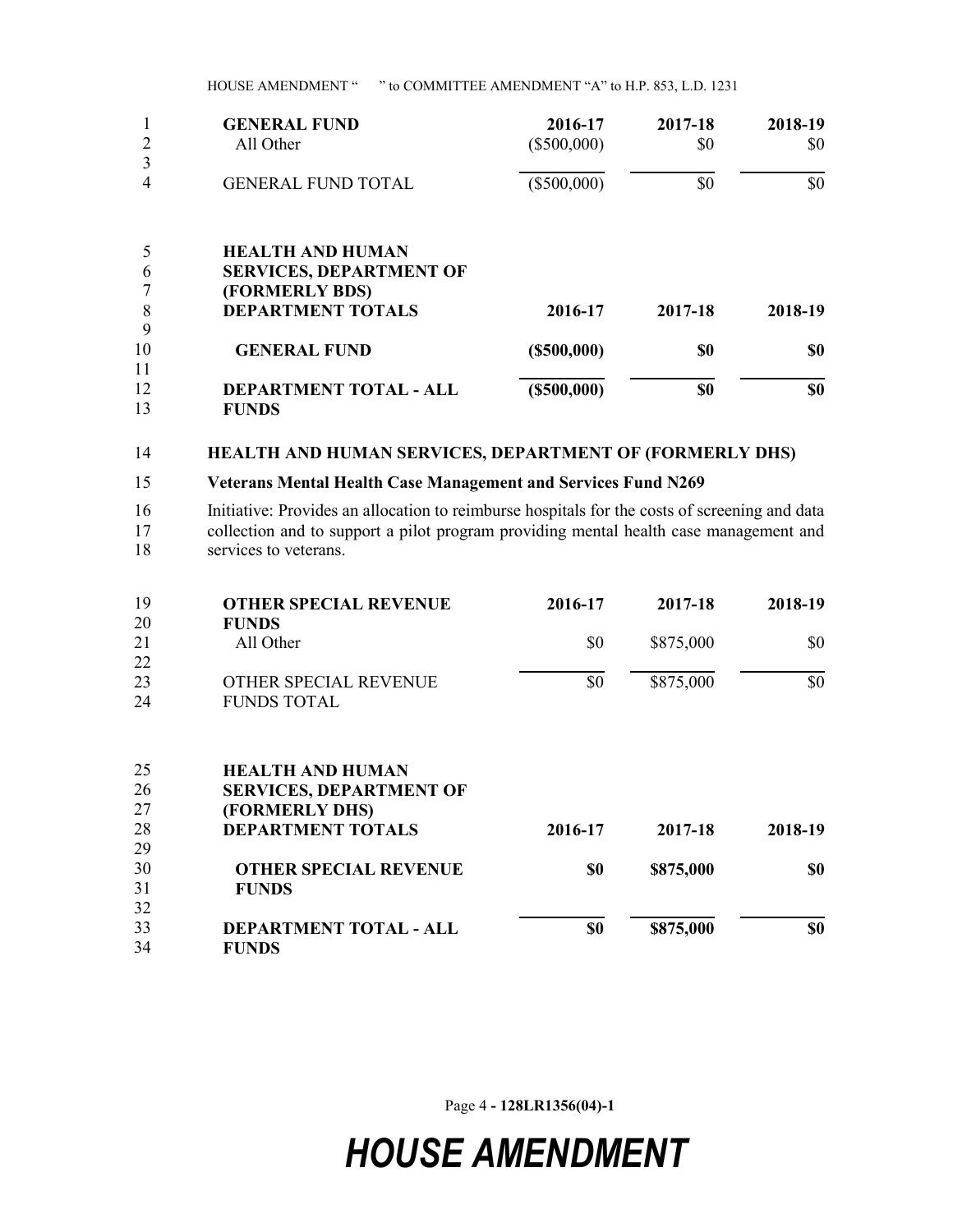| GENERAL FUND | 2016-17 | 2017-18 | 2018-19 |
|---|---|---|---|
| All Other | ($500,000) | $0 | $0 |
| GENERAL FUND TOTAL | ($500,000) | $0 | $0 |

| **HEALTH AND HUMAN SERVICES, DEPARTMENT OF (FORMERLY BDS) DEPARTMENT TOTALS** | **2016-17** | **2017-18** | **2018-19** |
|---|---|---|---|
| **GENERAL FUND** | **($500,000)** | **$0** | **$0** |
| **DEPARTMENT TOTAL - ALL FUNDS** | **($500,000)** | **$0** | **$0** |

**HEALTH AND HUMAN SERVICES, DEPARTMENT OF (FORMERLY DHS)**

**Veterans Mental Health Case Management and Services Fund N269**

Initiative: Provides an allocation to reimburse hospitals for the costs of screening and data collection and to support a pilot program providing mental health case management and services to veterans.

| OTHER SPECIAL REVENUE FUNDS | 2016-17 | 2017-18 | 2018-19 |
|---|---|---|---|
| All Other | $0 | $875,000 | $0 |
| OTHER SPECIAL REVENUE FUNDS TOTAL | $0 | $875,000 | $0 |

| **HEALTH AND HUMAN SERVICES, DEPARTMENT OF (FORMERLY DHS) DEPARTMENT TOTALS** | **2016-17** | **2017-18** | **2018-19** |
|---|---|---|---|
| **OTHER SPECIAL REVENUE FUNDS** | **$0** | **$875,000** | **$0** |
| **DEPARTMENT TOTAL - ALL FUNDS** | **$0** | **$875,000** | **$0** |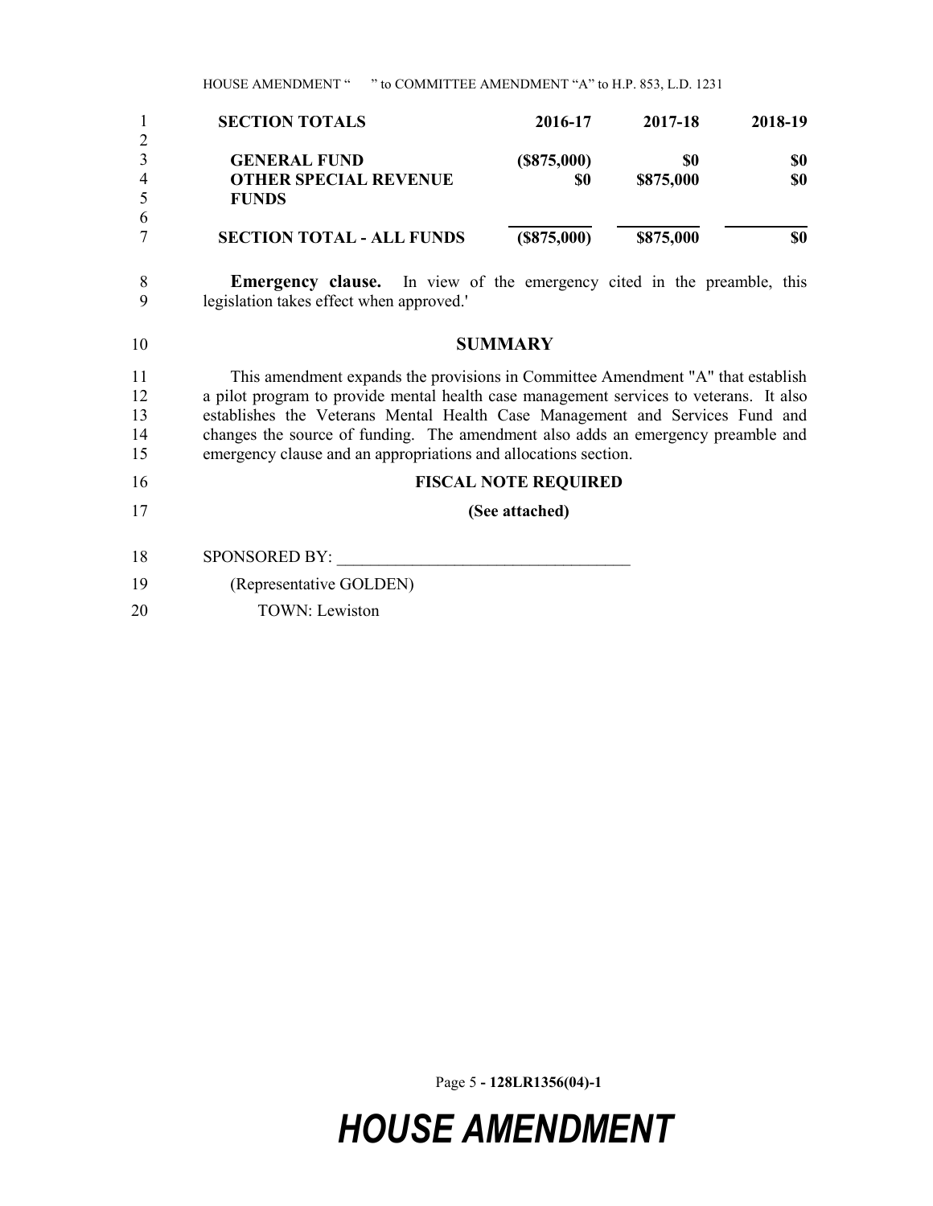| SECTION TOTALS | 2016-17 | 2017-18 | 2018-19 |
| --- | --- | --- | --- |
| GENERAL FUND | ($875,000) | $0 | $0 |
| OTHER SPECIAL REVENUE FUNDS | $0 | $875,000 | $0 |
| SECTION TOTAL - ALL FUNDS | ($875,000) | $875,000 | $0 |

**Emergency clause.** In view of the emergency cited in the preamble, this legislation takes effect when approved.'

## SUMMARY

This amendment expands the provisions in Committee Amendment "A" that establish a pilot program to provide mental health case management services to veterans. It also establishes the Veterans Mental Health Case Management and Services Fund and changes the source of funding. The amendment also adds an emergency preamble and emergency clause and an appropriations and allocations section.

**FISCAL NOTE REQUIRED**

**(See attached)**

SPONSORED BY: ___________________________________

(Representative GOLDEN)

TOWN: Lewiston

# HOUSE AMENDMENT